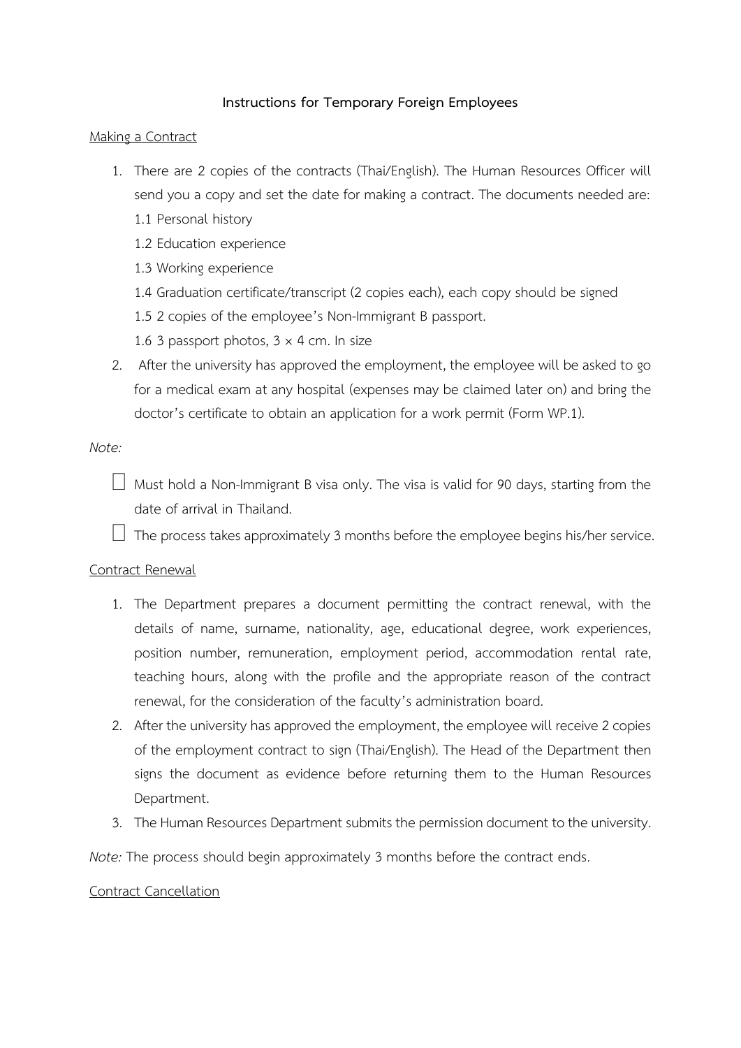# Instructions for Temporary Foreign Employees

Making a Contract

1. There are 2 copies of the contracts (Thai/English). The Human Resources Officer will send you a copy and set the date for making a contract. The documents needed are:
   1.1 Personal history
   1.2 Education experience
   1.3 Working experience
   1.4 Graduation certificate/transcript (2 copies each), each copy should be signed
   1.5 2 copies of the employee's Non-Immigrant B passport.
   1.6 3 passport photos, 3 × 4 cm. In size
2. After the university has approved the employment, the employee will be asked to go for a medical exam at any hospital (expenses may be claimed later on) and bring the doctor's certificate to obtain an application for a work permit (Form WP.1).

*Note:*

- Must hold a Non-Immigrant B visa only. The visa is valid for 90 days, starting from the date of arrival in Thailand.
- The process takes approximately 3 months before the employee begins his/her service.

Contract Renewal

1. The Department prepares a document permitting the contract renewal, with the details of name, surname, nationality, age, educational degree, work experiences, position number, remuneration, employment period, accommodation rental rate, teaching hours, along with the profile and the appropriate reason of the contract renewal, for the consideration of the faculty's administration board.
2. After the university has approved the employment, the employee will receive 2 copies of the employment contract to sign (Thai/English). The Head of the Department then signs the document as evidence before returning them to the Human Resources Department.
3. The Human Resources Department submits the permission document to the university.

*Note:* The process should begin approximately 3 months before the contract ends.

Contract Cancellation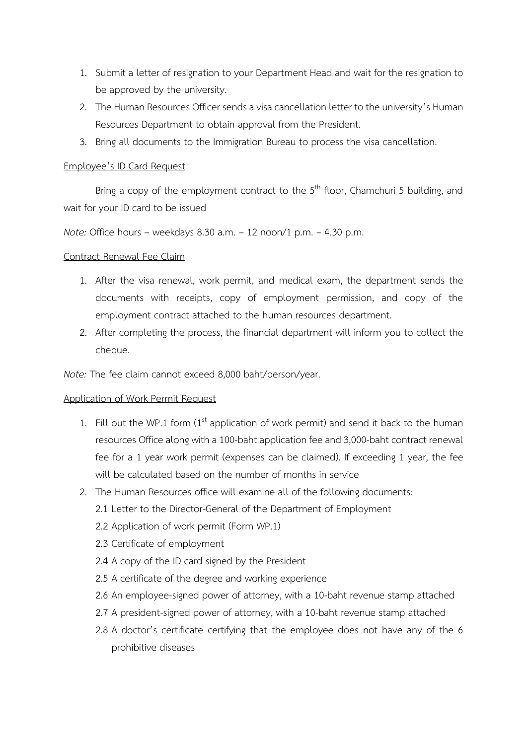1. Submit a letter of resignation to your Department Head and wait for the resignation to be approved by the university.
2. The Human Resources Officer sends a visa cancellation letter to the university's Human Resources Department to obtain approval from the President.
3. Bring all documents to the Immigration Bureau to process the visa cancellation.

Employee's ID Card Request

Bring a copy of the employment contract to the 5th floor, Chamchuri 5 building, and wait for your ID card to be issued

*Note:* Office hours – weekdays 8.30 a.m. – 12 noon/1 p.m. – 4.30 p.m.

Contract Renewal Fee Claim

1. After the visa renewal, work permit, and medical exam, the department sends the documents with receipts, copy of employment permission, and copy of the employment contract attached to the human resources department.
2. After completing the process, the financial department will inform you to collect the cheque.

*Note:* The fee claim cannot exceed 8,000 baht/person/year.

Application of Work Permit Request

1. Fill out the WP.1 form (1st application of work permit) and send it back to the human resources Office along with a 100-baht application fee and 3,000-baht contract renewal fee for a 1 year work permit (expenses can be claimed). If exceeding 1 year, the fee will be calculated based on the number of months in service
2. The Human Resources office will examine all of the following documents:
   - 2.1 Letter to the Director-General of the Department of Employment
   - 2.2 Application of work permit (Form WP.1)
   - 2.3 Certificate of employment
   - 2.4 A copy of the ID card signed by the President
   - 2.5 A certificate of the degree and working experience
   - 2.6 An employee-signed power of attorney, with a 10-baht revenue stamp attached
   - 2.7 A president-signed power of attorney, with a 10-baht revenue stamp attached
   - 2.8 A doctor's certificate certifying that the employee does not have any of the 6 prohibitive diseases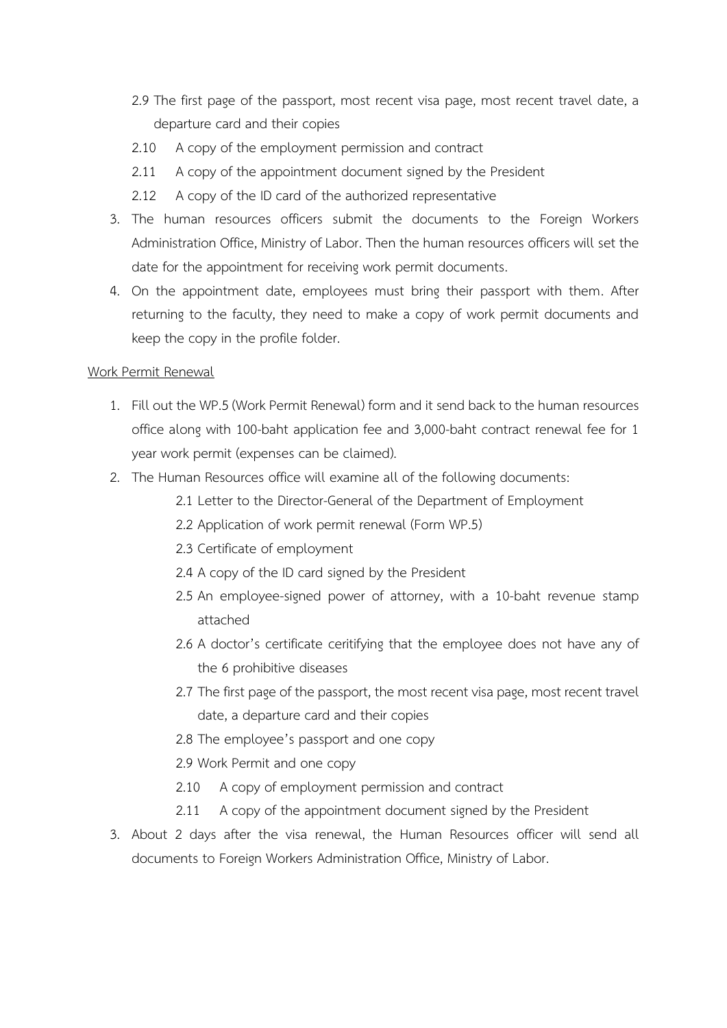2.9 The first page of the passport, most recent visa page, most recent travel date, a departure card and their copies

2.10 A copy of the employment permission and contract

2.11 A copy of the appointment document signed by the President

2.12 A copy of the ID card of the authorized representative

3. The human resources officers submit the documents to the Foreign Workers Administration Office, Ministry of Labor. Then the human resources officers will set the date for the appointment for receiving work permit documents.
4. On the appointment date, employees must bring their passport with them. After returning to the faculty, they need to make a copy of work permit documents and keep the copy in the profile folder.

<u>Work Permit Renewal</u>

1. Fill out the WP.5 (Work Permit Renewal) form and it send back to the human resources office along with 100-baht application fee and 3,000-baht contract renewal fee for 1 year work permit (expenses can be claimed).
2. The Human Resources office will examine all of the following documents:

   2.1 Letter to the Director-General of the Department of Employment

   2.2 Application of work permit renewal (Form WP.5)

   2.3 Certificate of employment

   2.4 A copy of the ID card signed by the President

   2.5 An employee-signed power of attorney, with a 10-baht revenue stamp attached

   2.6 A doctor's certificate ceritifying that the employee does not have any of the 6 prohibitive diseases

   2.7 The first page of the passport, the most recent visa page, most recent travel date, a departure card and their copies

   2.8 The employee's passport and one copy

   2.9 Work Permit and one copy

   2.10 A copy of employment permission and contract

   2.11 A copy of the appointment document signed by the President

3. About 2 days after the visa renewal, the Human Resources officer will send all documents to Foreign Workers Administration Office, Ministry of Labor.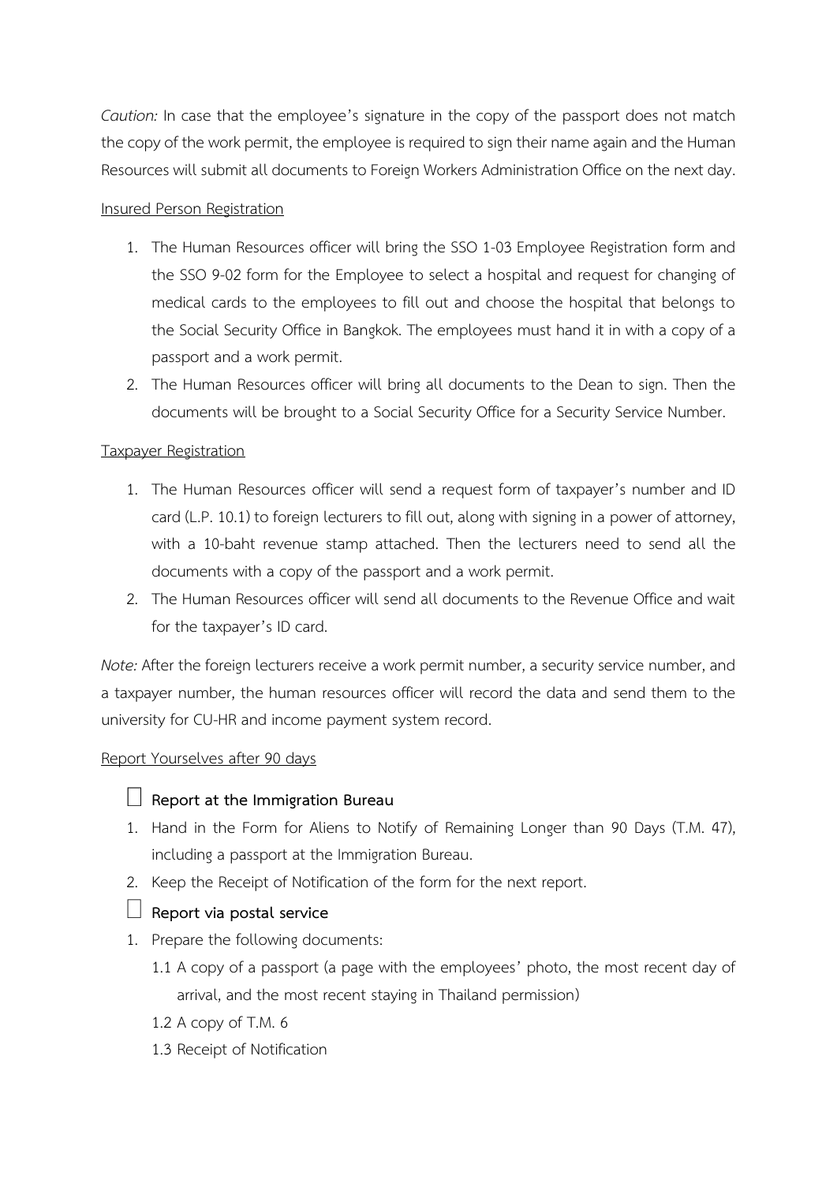*Caution:* In case that the employee's signature in the copy of the passport does not match the copy of the work permit, the employee is required to sign their name again and the Human Resources will submit all documents to Foreign Workers Administration Office on the next day.

<u>Insured Person Registration</u>

1. The Human Resources officer will bring the SSO 1-03 Employee Registration form and the SSO 9-02 form for the Employee to select a hospital and request for changing of medical cards to the employees to fill out and choose the hospital that belongs to the Social Security Office in Bangkok. The employees must hand it in with a copy of a passport and a work permit.
2. The Human Resources officer will bring all documents to the Dean to sign. Then the documents will be brought to a Social Security Office for a Security Service Number.

<u>Taxpayer Registration</u>

1. The Human Resources officer will send a request form of taxpayer's number and ID card (L.P. 10.1) to foreign lecturers to fill out, along with signing in a power of attorney, with a 10-baht revenue stamp attached. Then the lecturers need to send all the documents with a copy of the passport and a work permit.
2. The Human Resources officer will send all documents to the Revenue Office and wait for the taxpayer's ID card.

*Note:* After the foreign lecturers receive a work permit number, a security service number, and a taxpayer number, the human resources officer will record the data and send them to the university for CU-HR and income payment system record.

<u>Report Yourselves after 90 days</u>

- [ ] **Report at the Immigration Bureau**

1. Hand in the Form for Aliens to Notify of Remaining Longer than 90 Days (T.M. 47), including a passport at the Immigration Bureau.
2. Keep the Receipt of Notification of the form for the next report.

- [ ] **Report via postal service**

1. Prepare the following documents:
   - 1.1 A copy of a passport (a page with the employees' photo, the most recent day of arrival, and the most recent staying in Thailand permission)
   - 1.2 A copy of T.M. 6
   - 1.3 Receipt of Notification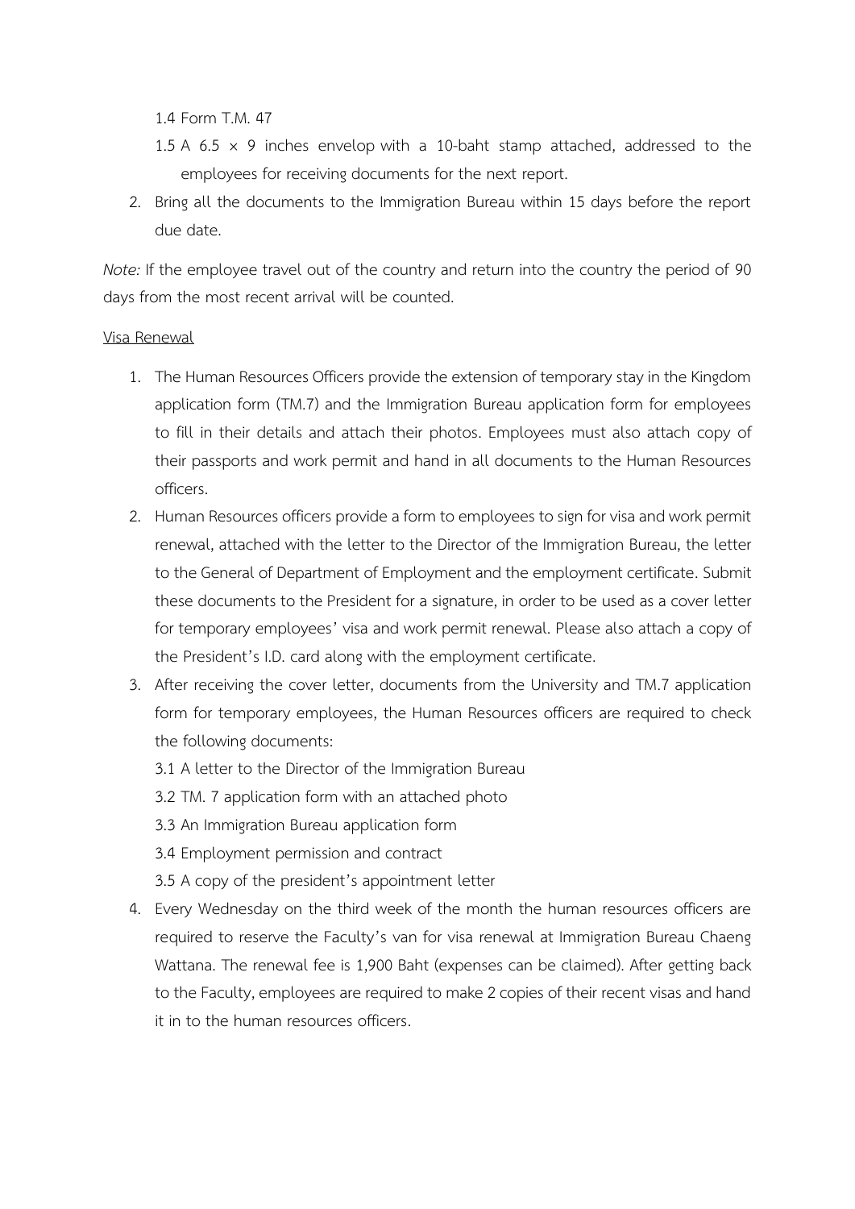1.4 Form T.M. 47

1.5 A 6.5 × 9 inches envelop with a 10-baht stamp attached, addressed to the employees for receiving documents for the next report.

2. Bring all the documents to the Immigration Bureau within 15 days before the report due date.

*Note:* If the employee travel out of the country and return into the country the period of 90 days from the most recent arrival will be counted.

<u>Visa Renewal</u>

1. The Human Resources Officers provide the extension of temporary stay in the Kingdom application form (TM.7) and the Immigration Bureau application form for employees to fill in their details and attach their photos. Employees must also attach copy of their passports and work permit and hand in all documents to the Human Resources officers.
2. Human Resources officers provide a form to employees to sign for visa and work permit renewal, attached with the letter to the Director of the Immigration Bureau, the letter to the General of Department of Employment and the employment certificate. Submit these documents to the President for a signature, in order to be used as a cover letter for temporary employees' visa and work permit renewal. Please also attach a copy of the President's I.D. card along with the employment certificate.
3. After receiving the cover letter, documents from the University and TM.7 application form for temporary employees, the Human Resources officers are required to check the following documents:

   3.1 A letter to the Director of the Immigration Bureau

   3.2 TM. 7 application form with an attached photo

   3.3 An Immigration Bureau application form

   3.4 Employment permission and contract

   3.5 A copy of the president's appointment letter

4. Every Wednesday on the third week of the month the human resources officers are required to reserve the Faculty's van for visa renewal at Immigration Bureau Chaeng Wattana. The renewal fee is 1,900 Baht (expenses can be claimed). After getting back to the Faculty, employees are required to make 2 copies of their recent visas and hand it in to the human resources officers.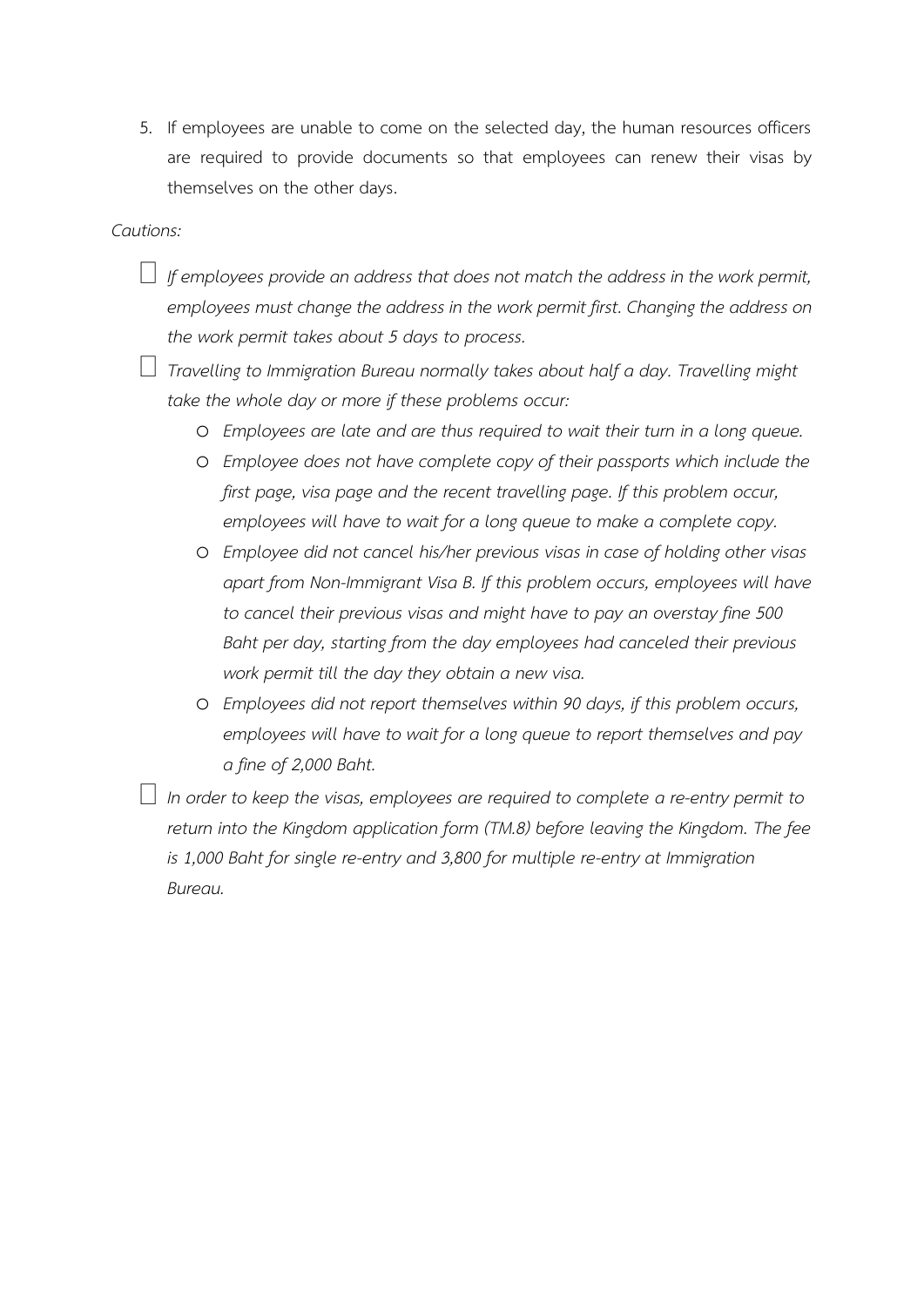5. If employees are unable to come on the selected day, the human resources officers are required to provide documents so that employees can renew their visas by themselves on the other days.

*Cautions:*

- *If employees provide an address that does not match the address in the work permit, employees must change the address in the work permit first. Changing the address on the work permit takes about 5 days to process.*
- *Travelling to Immigration Bureau normally takes about half a day. Travelling might take the whole day or more if these problems occur:*
  - *Employees are late and are thus required to wait their turn in a long queue.*
  - *Employee does not have complete copy of their passports which include the first page, visa page and the recent travelling page. If this problem occur, employees will have to wait for a long queue to make a complete copy.*
  - *Employee did not cancel his/her previous visas in case of holding other visas apart from Non-Immigrant Visa B. If this problem occurs, employees will have to cancel their previous visas and might have to pay an overstay fine 500 Baht per day, starting from the day employees had canceled their previous work permit till the day they obtain a new visa.*
  - *Employees did not report themselves within 90 days, if this problem occurs, employees will have to wait for a long queue to report themselves and pay a fine of 2,000 Baht.*
- *In order to keep the visas, employees are required to complete a re-entry permit to return into the Kingdom application form (TM.8) before leaving the Kingdom. The fee is 1,000 Baht for single re-entry and 3,800 for multiple re-entry at Immigration Bureau.*